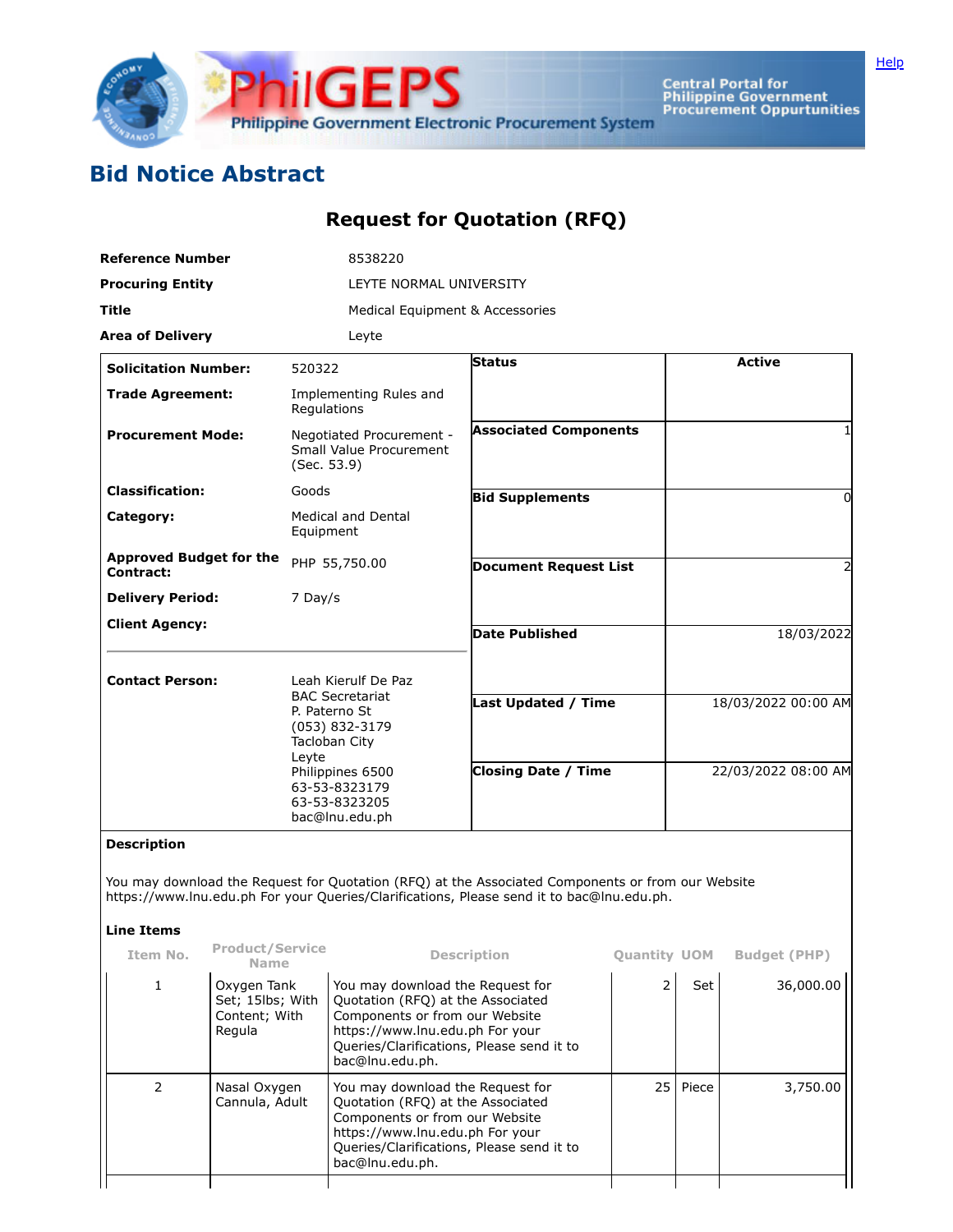# Bid Notice Abstract

## Request for Quotation (RFQ)

| | |
|---|---|
| **Reference Number** | 8538220 |
| **Procuring Entity** | LEYTE NORMAL UNIVERSITY |
| **Title** | Medical Equipment & Accessories |
| **Area of Delivery** | Leyte |

| | | | |
|---|---|---|---|
| **Solicitation Number:** | 520322 | **Status** | Active |
| **Trade Agreement:** | Implementing Rules and Regulations | | |
| **Procurement Mode:** | Negotiated Procurement - Small Value Procurement (Sec. 53.9) | **Associated Components** | 1 |
| **Classification:** | Goods | **Bid Supplements** | 0 |
| **Category:** | Medical and Dental Equipment | | |
| **Approved Budget for the Contract:** | PHP 55,750.00 | **Document Request List** | 2 |
| **Delivery Period:** | 7 Day/s | | |
| **Client Agency:** | | **Date Published** | 18/03/2022 |
| **Contact Person:** | Leah Kierulf De Paz<br>BAC Secretariat<br>P. Paterno St<br>(053) 832-3179<br>Tacloban City<br>Leyte<br>Philippines 6500<br>63-53-8323179<br>63-53-8323205<br>bac@lnu.edu.ph | **Last Updated / Time** | 18/03/2022 00:00 AM |
| | | **Closing Date / Time** | 22/03/2022 08:00 AM |

**Description**

You may download the Request for Quotation (RFQ) at the Associated Components or from our Website https://www.lnu.edu.ph For your Queries/Clarifications, Please send it to bac@lnu.edu.ph.

**Line Items**

| Item No. | Product/Service Name | Description | Quantity | UOM | Budget (PHP) |
|---|---|---|---|---|---|
| 1 | Oxygen Tank Set; 15lbs; With Content; With Regula | You may download the Request for Quotation (RFQ) at the Associated Components or from our Website https://www.lnu.edu.ph For your Queries/Clarifications, Please send it to bac@lnu.edu.ph. | 2 | Set | 36,000.00 |
| 2 | Nasal Oxygen Cannula, Adult | You may download the Request for Quotation (RFQ) at the Associated Components or from our Website https://www.lnu.edu.ph For your Queries/Clarifications, Please send it to bac@lnu.edu.ph. | 25 | Piece | 3,750.00 |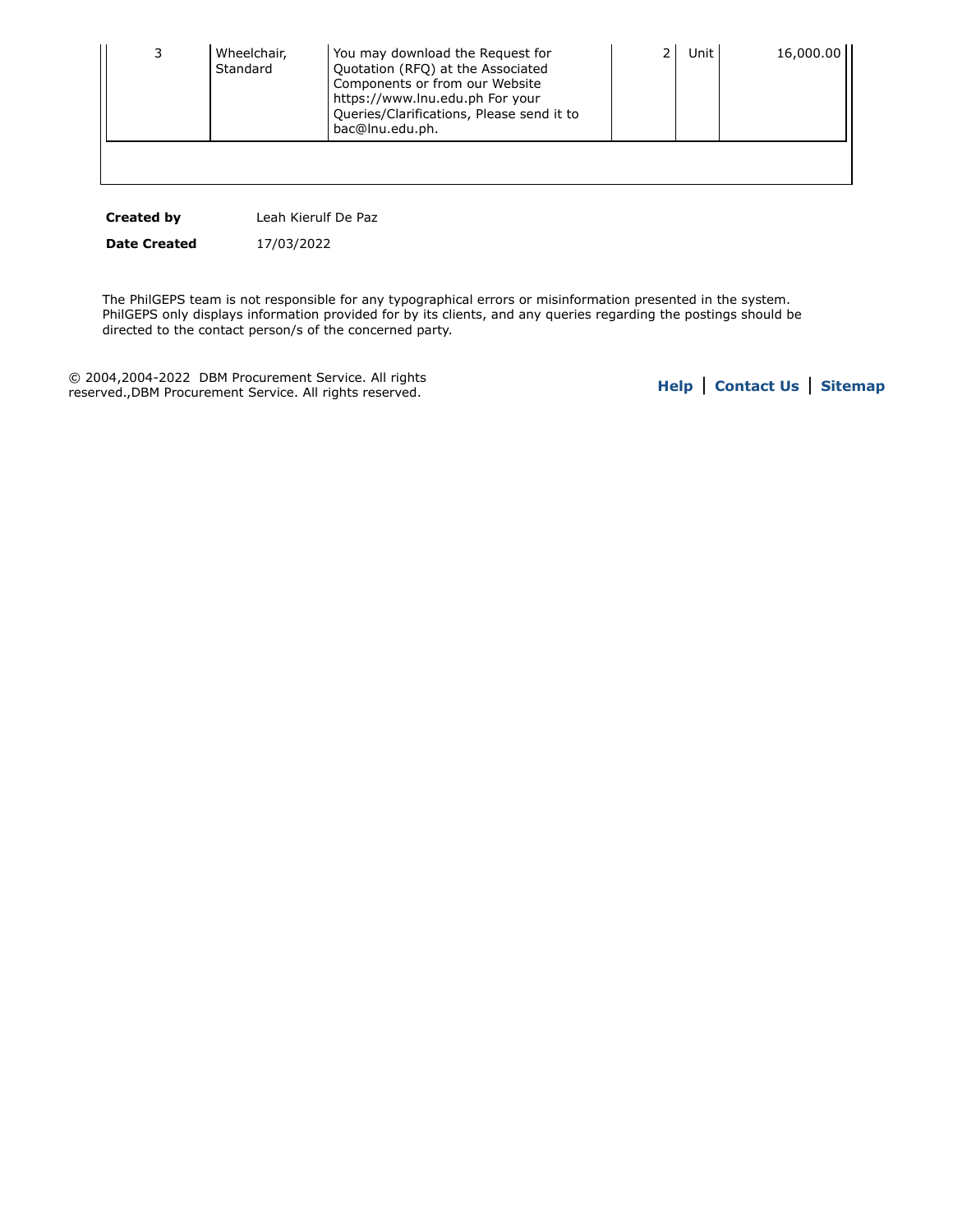| | | | | | |
|---|---|---|---|---|---|
| 3 | Wheelchair, Standard | You may download the Request for Quotation (RFQ) at the Associated Components or from our Website https://www.lnu.edu.ph For your Queries/Clarifications, Please send it to bac@lnu.edu.ph. | 2 | Unit | 16,000.00 |

**Created by** Leah Kierulf De Paz

**Date Created** 17/03/2022

The PhilGEPS team is not responsible for any typographical errors or misinformation presented in the system. PhilGEPS only displays information provided for by its clients, and any queries regarding the postings should be directed to the contact person/s of the concerned party.

© 2004,2004-2022 DBM Procurement Service. All rights reserved.,DBM Procurement Service. All rights reserved.

**Help** | **Contact Us** | **Sitemap**